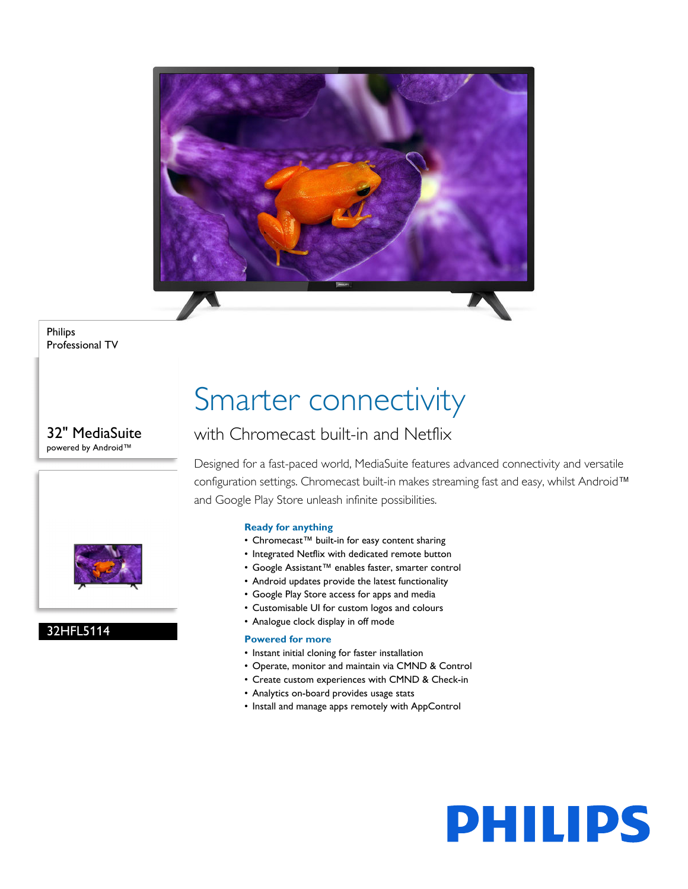Philips
Professional TV

32" MediaSuite
powered by Android™

32HFL5114

# Smarter connectivity

## with Chromecast built-in and Netflix

Designed for a fast-paced world, MediaSuite features advanced connectivity and versatile configuration settings. Chromecast built-in makes streaming fast and easy, whilst Android™ and Google Play Store unleash infinite possibilities.

### Ready for anything

- Chromecast™ built-in for easy content sharing
- Integrated Netflix with dedicated remote button
- Google Assistant™ enables faster, smarter control
- Android updates provide the latest functionality
- Google Play Store access for apps and media
- Customisable UI for custom logos and colours
- Analogue clock display in off mode

### Powered for more

- Instant initial cloning for faster installation
- Operate, monitor and maintain via CMND & Control
- Create custom experiences with CMND & Check-in
- Analytics on-board provides usage stats
- Install and manage apps remotely with AppControl

PHILIPS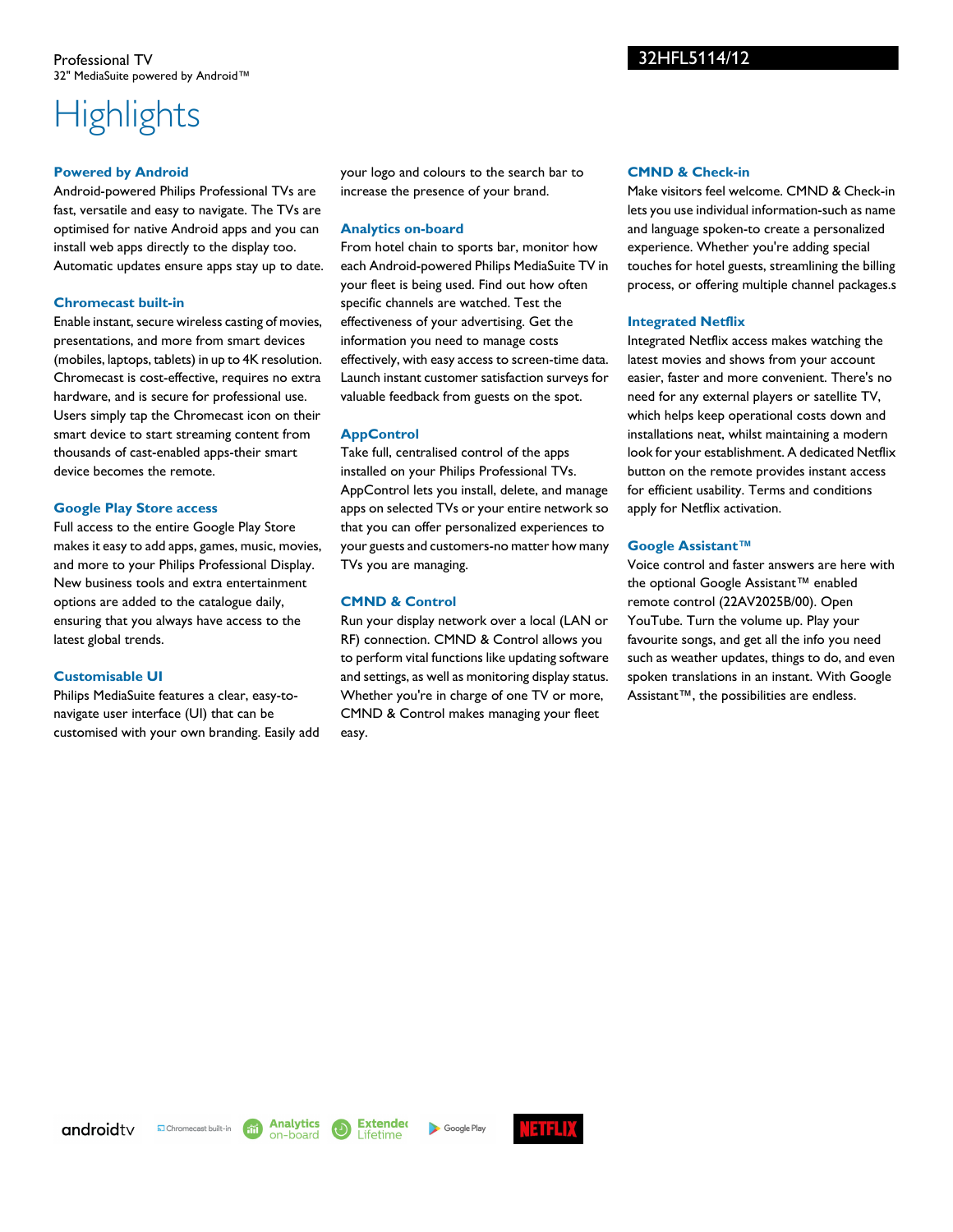Professional TV
32" MediaSuite powered by Android™

32HFL5114/12

# Highlights

### Powered by Android

Android-powered Philips Professional TVs are fast, versatile and easy to navigate. The TVs are optimised for native Android apps and you can install web apps directly to the display too. Automatic updates ensure apps stay up to date.

### Chromecast built-in

Enable instant, secure wireless casting of movies, presentations, and more from smart devices (mobiles, laptops, tablets) in up to 4K resolution. Chromecast is cost-effective, requires no extra hardware, and is secure for professional use. Users simply tap the Chromecast icon on their smart device to start streaming content from thousands of cast-enabled apps-their smart device becomes the remote.

### Google Play Store access

Full access to the entire Google Play Store makes it easy to add apps, games, music, movies, and more to your Philips Professional Display. New business tools and extra entertainment options are added to the catalogue daily, ensuring that you always have access to the latest global trends.

### Customisable UI

Philips MediaSuite features a clear, easy-to-navigate user interface (UI) that can be customised with your own branding. Easily add your logo and colours to the search bar to increase the presence of your brand.

### Analytics on-board

From hotel chain to sports bar, monitor how each Android-powered Philips MediaSuite TV in your fleet is being used. Find out how often specific channels are watched. Test the effectiveness of your advertising. Get the information you need to manage costs effectively, with easy access to screen-time data. Launch instant customer satisfaction surveys for valuable feedback from guests on the spot.

### AppControl

Take full, centralised control of the apps installed on your Philips Professional TVs. AppControl lets you install, delete, and manage apps on selected TVs or your entire network so that you can offer personalized experiences to your guests and customers-no matter how many TVs you are managing.

### CMND & Control

Run your display network over a local (LAN or RF) connection. CMND & Control allows you to perform vital functions like updating software and settings, as well as monitoring display status. Whether you're in charge of one TV or more, CMND & Control makes managing your fleet easy.

### CMND & Check-in

Make visitors feel welcome. CMND & Check-in lets you use individual information-such as name and language spoken-to create a personalized experience. Whether you're adding special touches for hotel guests, streamlining the billing process, or offering multiple channel packages.s

### Integrated Netflix

Integrated Netflix access makes watching the latest movies and shows from your account easier, faster and more convenient. There's no need for any external players or satellite TV, which helps keep operational costs down and installations neat, whilst maintaining a modern look for your establishment. A dedicated Netflix button on the remote provides instant access for efficient usability. Terms and conditions apply for Netflix activation.

### Google Assistant™

Voice control and faster answers are here with the optional Google Assistant™ enabled remote control (22AV2025B/00). Open YouTube. Turn the volume up. Play your favourite songs, and get all the info you need such as weather updates, things to do, and even spoken translations in an instant. With Google Assistant™, the possibilities are endless.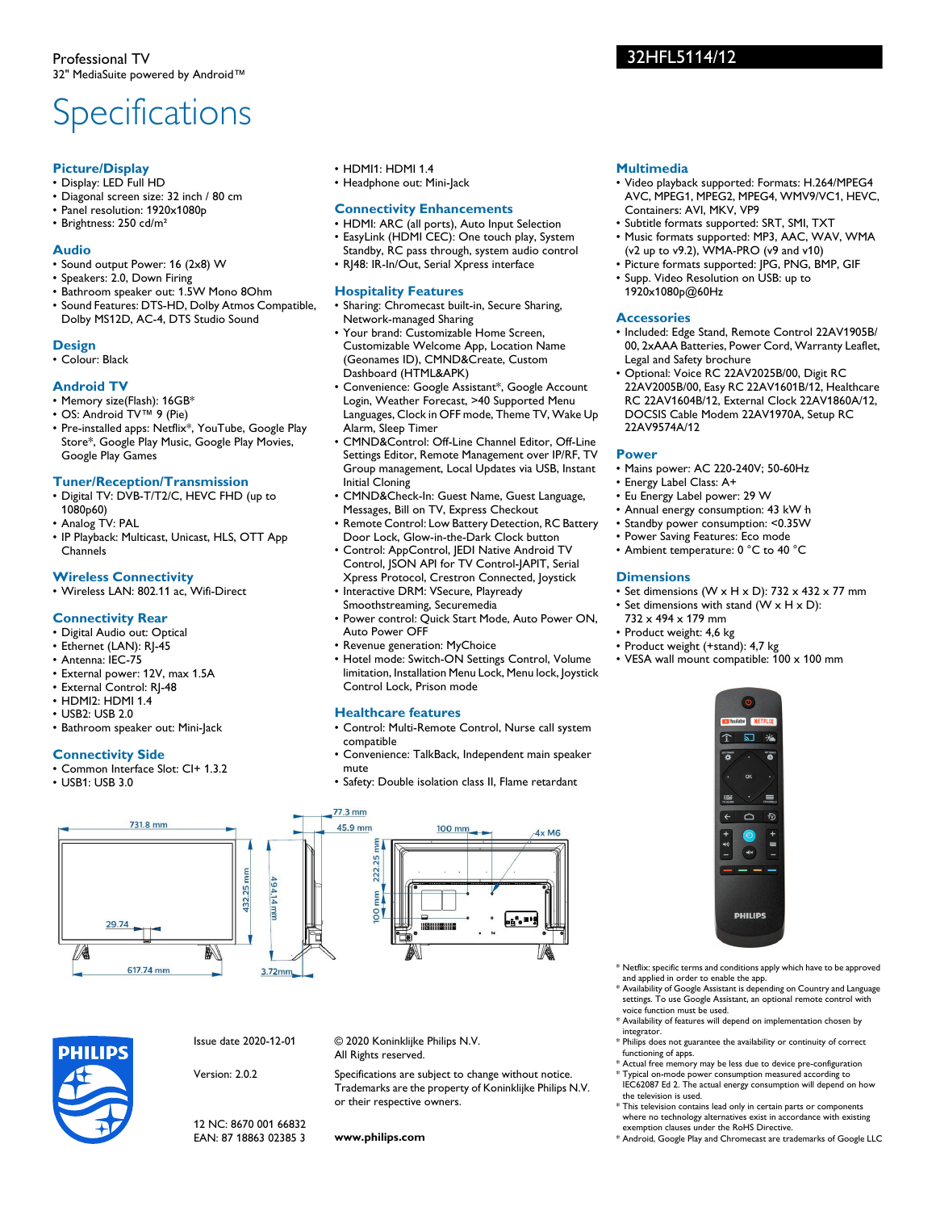Professional TV
32" MediaSuite powered by Android™

32HFL5114/12

# Specifications

## Picture/Display
- Display: LED Full HD
- Diagonal screen size: 32 inch / 80 cm
- Panel resolution: 1920x1080p
- Brightness: 250 cd/m²

## Audio
- Sound output Power: 16 (2x8) W
- Speakers: 2.0, Down Firing
- Bathroom speaker out: 1.5W Mono 8Ohm
- Sound Features: DTS-HD, Dolby Atmos Compatible, Dolby MS12D, AC-4, DTS Studio Sound

## Design
- Colour: Black

## Android TV
- Memory size(Flash): 16GB*
- OS: Android TV™ 9 (Pie)
- Pre-installed apps: Netflix*, YouTube, Google Play Store*, Google Play Music, Google Play Movies, Google Play Games

## Tuner/Reception/Transmission
- Digital TV: DVB-T/T2/C, HEVC FHD (up to 1080p60)
- Analog TV: PAL
- IP Playback: Multicast, Unicast, HLS, OTT App Channels

## Wireless Connectivity
- Wireless LAN: 802.11 ac, Wifi-Direct

## Connectivity Rear
- Digital Audio out: Optical
- Ethernet (LAN): RJ-45
- Antenna: IEC-75
- External power: 12V, max 1.5A
- External Control: RJ-48
- HDMI2: HDMI 1.4
- USB2: USB 2.0
- Bathroom speaker out: Mini-Jack

## Connectivity Side
- Common Interface Slot: CI+ 1.3.2
- USB1: USB 3.0
- HDMI1: HDMI 1.4
- Headphone out: Mini-Jack

## Connectivity Enhancements
- HDMI: ARC (all ports), Auto Input Selection
- EasyLink (HDMI CEC): One touch play, System Standby, RC pass through, system audio control
- RJ48: IR-In/Out, Serial Xpress interface

## Hospitality Features
- Sharing: Chromecast built-in, Secure Sharing, Network-managed Sharing
- Your brand: Customizable Home Screen, Customizable Welcome App, Location Name (Geonames ID), CMND&Create, Custom Dashboard (HTML&APK)
- Convenience: Google Assistant*, Google Account Login, Weather Forecast, >40 Supported Menu Languages, Clock in OFF mode, Theme TV, Wake Up Alarm, Sleep Timer
- CMND&Control: Off-Line Channel Editor, Off-Line Settings Editor, Remote Management over IP/RF, TV Group management, Local Updates via USB, Instant Initial Cloning
- CMND&Check-In: Guest Name, Guest Language, Messages, Bill on TV, Express Checkout
- Remote Control: Low Battery Detection, RC Battery Door Lock, Glow-in-the-Dark Clock button
- Control: AppControl, JEDI Native Android TV Control, JSON API for TV Control-JAPIT, Serial Xpress Protocol, Crestron Connected, Joystick
- Interactive DRM: VSecure, Playready Smoothstreaming, Securemedia
- Power control: Quick Start Mode, Auto Power ON, Auto Power OFF
- Revenue generation: MyChoice
- Hotel mode: Switch-ON Settings Control, Volume limitation, Installation Menu Lock, Menu lock, Joystick Control Lock, Prison mode

## Healthcare features
- Control: Multi-Remote Control, Nurse call system compatible
- Convenience: TalkBack, Independent main speaker mute
- Safety: Double isolation class II, Flame retardant

## Multimedia
- Video playback supported: Formats: H.264/MPEG4 AVC, MPEG1, MPEG2, MPEG4, WMV9/VC1, HEVC, Containers: AVI, MKV, VP9
- Subtitle formats supported: SRT, SMI, TXT
- Music formats supported: MP3, AAC, WAV, WMA (v2 up to v9.2), WMA-PRO (v9 and v10)
- Picture formats supported: JPG, PNG, BMP, GIF
- Supp. Video Resolution on USB: up to 1920x1080p@60Hz

## Accessories
- Included: Edge Stand, Remote Control 22AV1905B/00, 2xAAA Batteries, Power Cord, Warranty Leaflet, Legal and Safety brochure
- Optional: Voice RC 22AV2025B/00, Digit RC 22AV2005B/00, Easy RC 22AV1601B/12, Healthcare RC 22AV1604B/12, External Clock 22AV1860A/12, DOCSIS Cable Modem 22AV1970A, Setup RC 22AV9574A/12

## Power
- Mains power: AC 220-240V; 50-60Hz
- Energy Label Class: A+
- Eu Energy Label power: 29 W
- Annual energy consumption: 43 kW h
- Standby power consumption: <0.35W
- Power Saving Features: Eco mode
- Ambient temperature: 0 °C to 40 °C

## Dimensions
- Set dimensions (W x H x D): 732 x 432 x 77 mm
- Set dimensions with stand (W x H x D): 732 x 494 x 179 mm
- Product weight: 4,6 kg
- Product weight (+stand): 4,7 kg
- VESA wall mount compatible: 100 x 100 mm

731.8 mm
29.74
617.74 mm
432.25 mm
494.14 mm
3.72mm
77.3 mm
45.9 mm
222.25 mm
100 mm
100 mm
4x M6

\* Netflix: specific terms and conditions apply which have to be approved and applied in order to enable the app.
\* Availability of Google Assistant is depending on Country and Language settings. To use Google Assistant, an optional remote control with voice function must be used.
\* Availability of features will depend on implementation chosen by integrator.
\* Philips does not guarantee the availability or continuity of correct functioning of apps.
\* Actual free memory may be less due to device pre-configuration
\* Typical on-mode power consumption measured according to IEC62087 Ed 2. The actual energy consumption will depend on how the television is used.
\* This television contains lead only in certain parts or components where no technology alternatives exist in accordance with existing exemption clauses under the RoHS Directive.
\* Android, Google Play and Chromecast are trademarks of Google LLC

Issue date 2020-12-01

Version: 2.0.2

12 NC: 8670 001 66832
EAN: 87 18863 02385 3

© 2020 Koninklijke Philips N.V.
All Rights reserved.

Specifications are subject to change without notice. Trademarks are the property of Koninklijke Philips N.V. or their respective owners.

www.philips.com